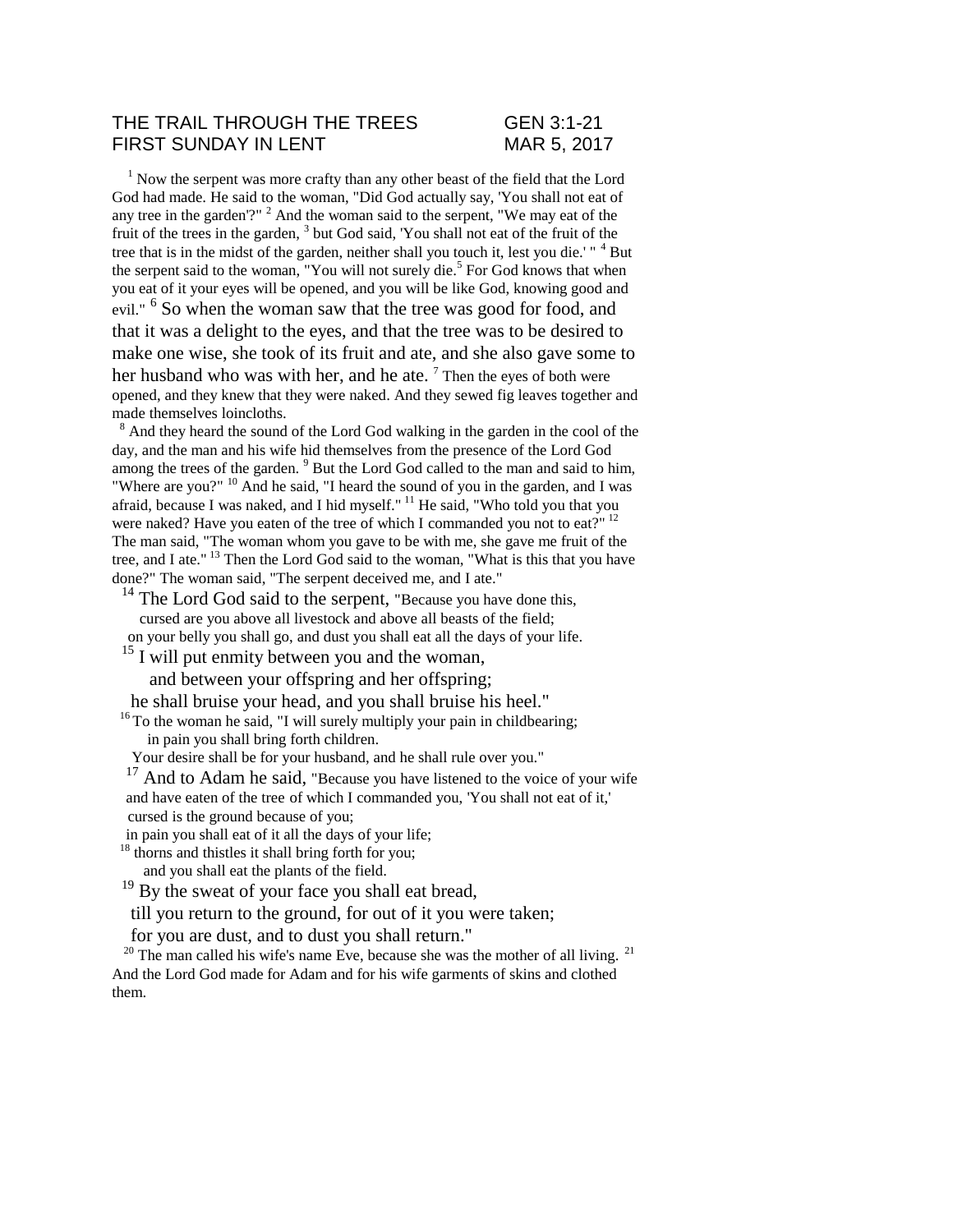THE TRAIL THROUGH THE TREES GEN 3:1-21
FIRST SUNDAY IN LENT MAR 5, 2017

[1] Now the serpent was more crafty than any other beast of the field that the Lord God had made. He said to the woman, "Did God actually say, 'You shall not eat of any tree in the garden'?" [2] And the woman said to the serpent, "We may eat of the fruit of the trees in the garden, [3] but God said, 'You shall not eat of the fruit of the tree that is in the midst of the garden, neither shall you touch it, lest you die.' " [4] But the serpent said to the woman, "You will not surely die.[5] For God knows that when you eat of it your eyes will be opened, and you will be like God, knowing good and evil." [6] So when the woman saw that the tree was good for food, and that it was a delight to the eyes, and that the tree was to be desired to make one wise, she took of its fruit and ate, and she also gave some to her husband who was with her, and he ate. [7] Then the eyes of both were opened, and they knew that they were naked. And they sewed fig leaves together and made themselves loincloths.

[8] And they heard the sound of the Lord God walking in the garden in the cool of the day, and the man and his wife hid themselves from the presence of the Lord God among the trees of the garden. [9] But the Lord God called to the man and said to him, "Where are you?" [10] And he said, "I heard the sound of you in the garden, and I was afraid, because I was naked, and I hid myself." [11] He said, "Who told you that you were naked? Have you eaten of the tree of which I commanded you not to eat?" [12] The man said, "The woman whom you gave to be with me, she gave me fruit of the tree, and I ate." [13] Then the Lord God said to the woman, "What is this that you have done?" The woman said, "The serpent deceived me, and I ate."

[14] The Lord God said to the serpent, "Because you have done this,
cursed are you above all livestock and above all beasts of the field;
on your belly you shall go, and dust you shall eat all the days of your life.

[15] I will put enmity between you and the woman,
and between your offspring and her offspring;
he shall bruise your head, and you shall bruise his heel."

[16] To the woman he said, "I will surely multiply your pain in childbearing;
in pain you shall bring forth children.
Your desire shall be for your husband, and he shall rule over you."

[17] And to Adam he said, "Because you have listened to the voice of your wife
and have eaten of the tree of which I commanded you, 'You shall not eat of it,'
cursed is the ground because of you;
in pain you shall eat of it all the days of your life;

[18] thorns and thistles it shall bring forth for you;
and you shall eat the plants of the field.

[19] By the sweat of your face you shall eat bread,
till you return to the ground, for out of it you were taken;
for you are dust, and to dust you shall return."

[20] The man called his wife's name Eve, because she was the mother of all living. [21] And the Lord God made for Adam and for his wife garments of skins and clothed them.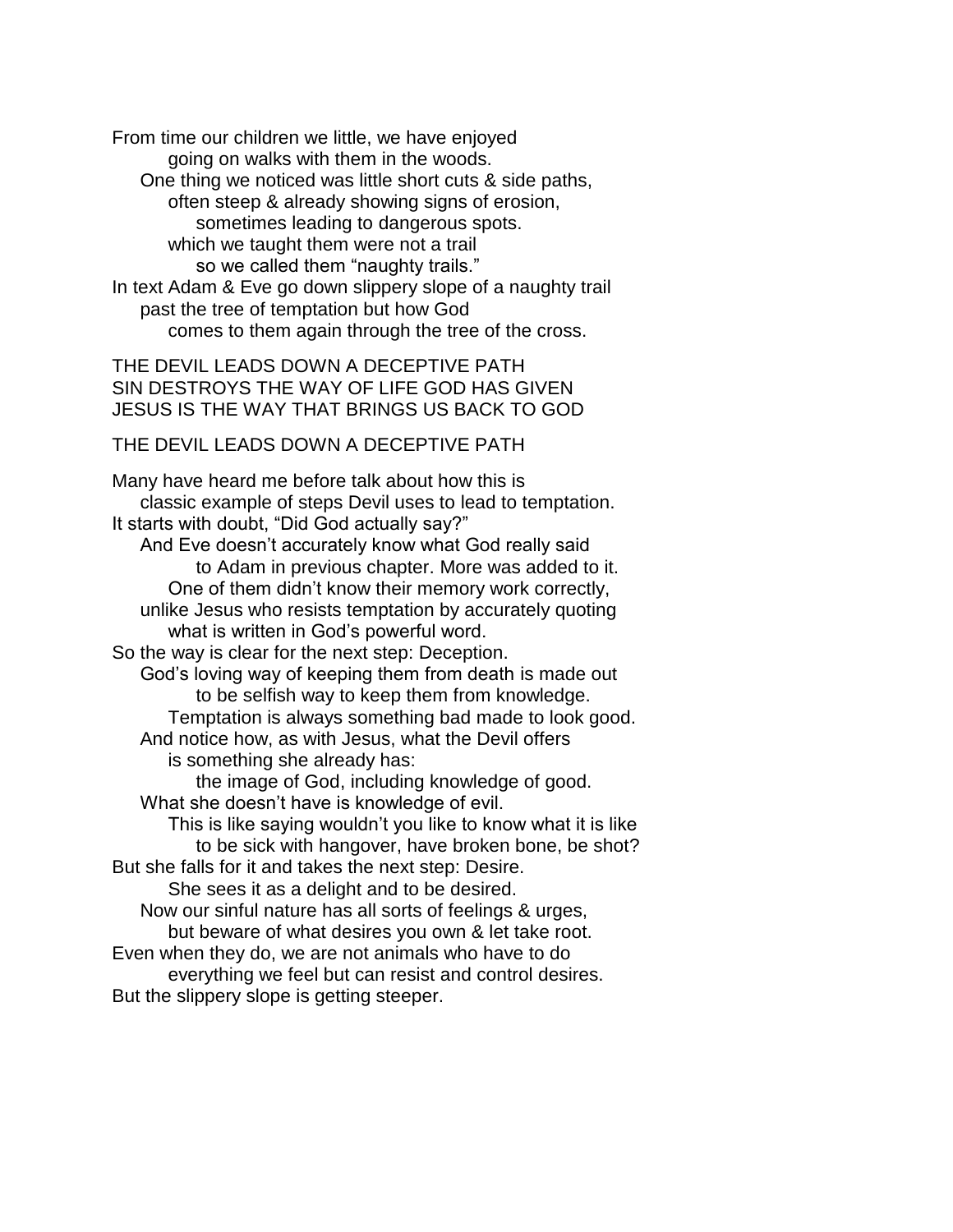From time our children we little, we have enjoyed
going on walks with them in the woods.
One thing we noticed was little short cuts & side paths,
often steep & already showing signs of erosion,
sometimes leading to dangerous spots.
which we taught them were not a trail
so we called them "naughty trails."
In text Adam & Eve go down slippery slope of a naughty trail
past the tree of temptation but how God
comes to them again through the tree of the cross.

THE DEVIL LEADS DOWN A DECEPTIVE PATH
SIN DESTROYS THE WAY OF LIFE GOD HAS GIVEN
JESUS IS THE WAY THAT BRINGS US BACK TO GOD

## THE DEVIL LEADS DOWN A DECEPTIVE PATH

Many have heard me before talk about how this is
classic example of steps Devil uses to lead to temptation.
It starts with doubt, "Did God actually say?"
And Eve doesn't accurately know what God really said
to Adam in previous chapter. More was added to it.
One of them didn't know their memory work correctly,
unlike Jesus who resists temptation by accurately quoting
what is written in God's powerful word.
So the way is clear for the next step: Deception.
God's loving way of keeping them from death is made out
to be selfish way to keep them from knowledge.
Temptation is always something bad made to look good.
And notice how, as with Jesus, what the Devil offers
is something she already has:
the image of God, including knowledge of good.
What she doesn't have is knowledge of evil.
This is like saying wouldn't you like to know what it is like
to be sick with hangover, have broken bone, be shot?
But she falls for it and takes the next step: Desire.
She sees it as a delight and to be desired.
Now our sinful nature has all sorts of feelings & urges,
but beware of what desires you own & let take root.
Even when they do, we are not animals who have to do
everything we feel but can resist and control desires.
But the slippery slope is getting steeper.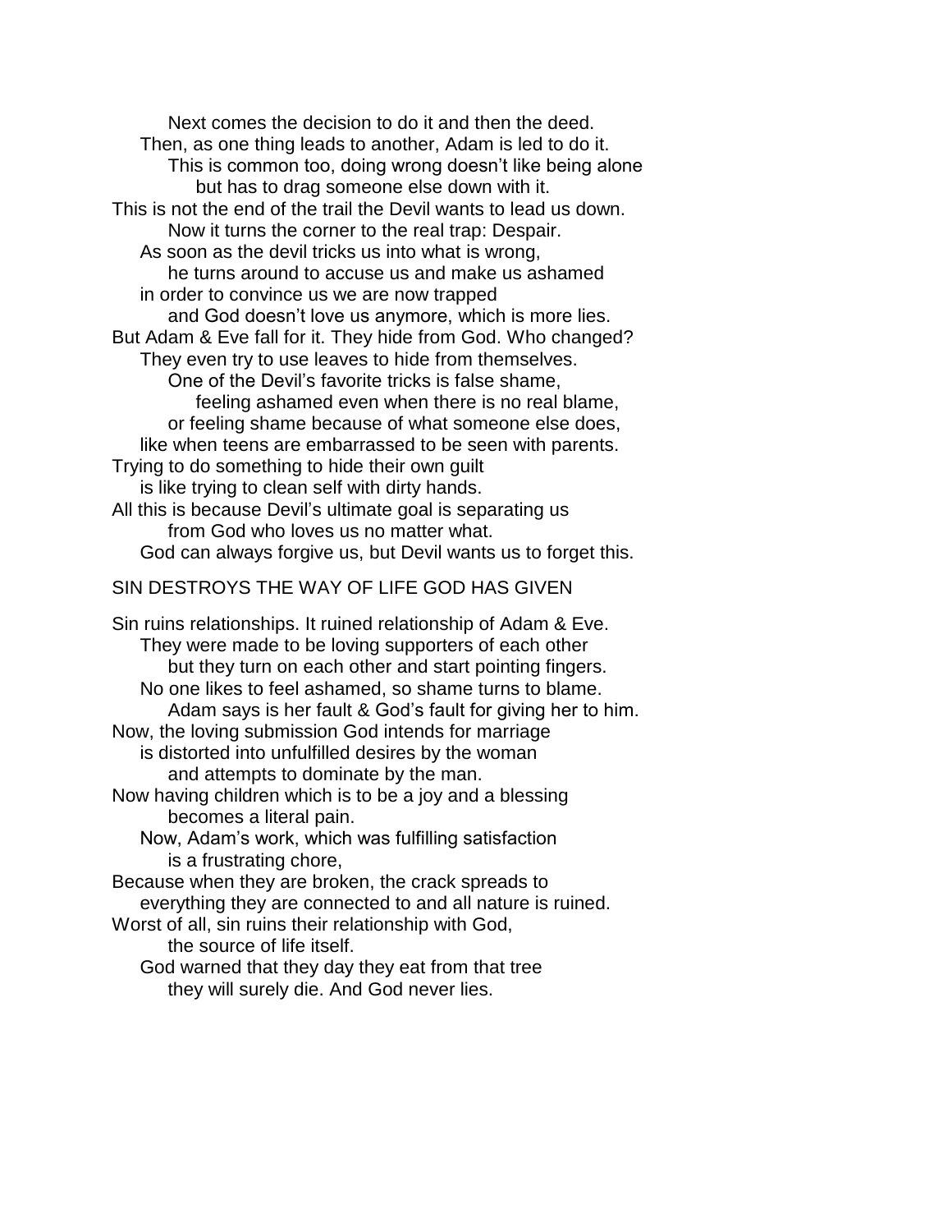Next comes the decision to do it and then the deed.
Then, as one thing leads to another, Adam is led to do it.
This is common too, doing wrong doesn't like being alone
but has to drag someone else down with it.
This is not the end of the trail the Devil wants to lead us down.
Now it turns the corner to the real trap: Despair.
As soon as the devil tricks us into what is wrong,
he turns around to accuse us and make us ashamed
in order to convince us we are now trapped
and God doesn't love us anymore, which is more lies.
But Adam & Eve fall for it. They hide from God. Who changed?
They even try to use leaves to hide from themselves.
One of the Devil's favorite tricks is false shame,
feeling ashamed even when there is no real blame,
or feeling shame because of what someone else does,
like when teens are embarrassed to be seen with parents.
Trying to do something to hide their own guilt
is like trying to clean self with dirty hands.
All this is because Devil's ultimate goal is separating us
from God who loves us no matter what.
God can always forgive us, but Devil wants us to forget this.

## SIN DESTROYS THE WAY OF LIFE GOD HAS GIVEN

Sin ruins relationships. It ruined relationship of Adam & Eve.
They were made to be loving supporters of each other
but they turn on each other and start pointing fingers.
No one likes to feel ashamed, so shame turns to blame.
Adam says is her fault & God's fault for giving her to him.
Now, the loving submission God intends for marriage
is distorted into unfulfilled desires by the woman
and attempts to dominate by the man.
Now having children which is to be a joy and a blessing
becomes a literal pain.
Now, Adam's work, which was fulfilling satisfaction
is a frustrating chore,
Because when they are broken, the crack spreads to
everything they are connected to and all nature is ruined.
Worst of all, sin ruins their relationship with God,
the source of life itself.
God warned that they day they eat from that tree
they will surely die. And God never lies.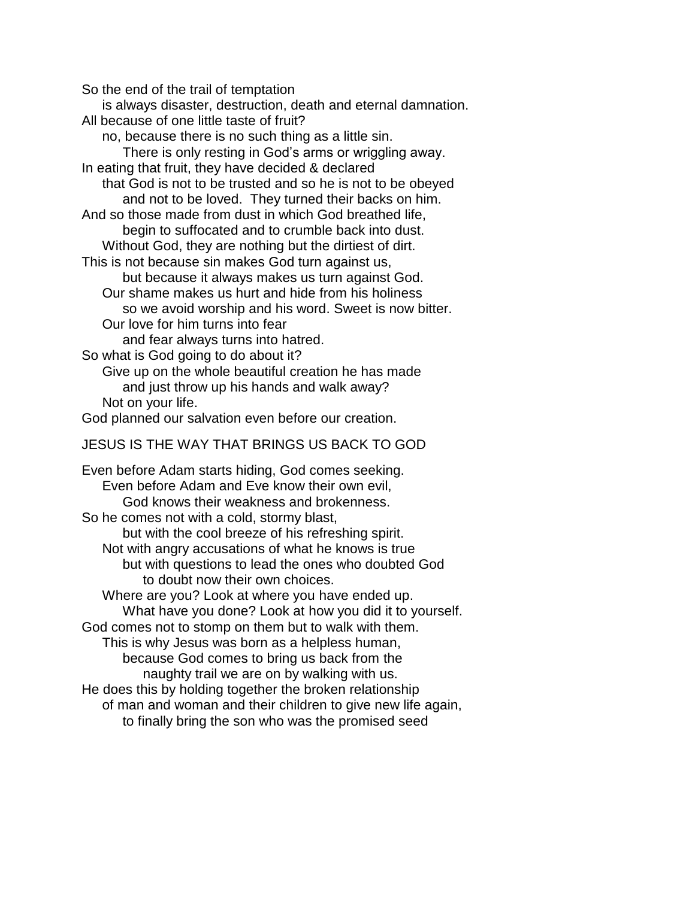So the end of the trail of temptation
    is always disaster, destruction, death and eternal damnation.
All because of one little taste of fruit?
    no, because there is no such thing as a little sin.
        There is only resting in God's arms or wriggling away.
In eating that fruit, they have decided & declared
    that God is not to be trusted and so he is not to be obeyed
        and not to be loved.  They turned their backs on him.
And so those made from dust in which God breathed life,
        begin to suffocated and to crumble back into dust.
    Without God, they are nothing but the dirtiest of dirt.
This is not because sin makes God turn against us,
        but because it always makes us turn against God.
    Our shame makes us hurt and hide from his holiness
        so we avoid worship and his word. Sweet is now bitter.
    Our love for him turns into fear
        and fear always turns into hatred.
So what is God going to do about it?
    Give up on the whole beautiful creation he has made
        and just throw up his hands and walk away?
    Not on your life.
God planned our salvation even before our creation.

JESUS IS THE WAY THAT BRINGS US BACK TO GOD

Even before Adam starts hiding, God comes seeking.
    Even before Adam and Eve know their own evil,
        God knows their weakness and brokenness.
So he comes not with a cold, stormy blast,
        but with the cool breeze of his refreshing spirit.
    Not with angry accusations of what he knows is true
        but with questions to lead the ones who doubted God
            to doubt now their own choices.
    Where are you? Look at where you have ended up.
        What have you done? Look at how you did it to yourself.
God comes not to stomp on them but to walk with them.
    This is why Jesus was born as a helpless human,
        because God comes to bring us back from the
            naughty trail we are on by walking with us.
He does this by holding together the broken relationship
    of man and woman and their children to give new life again,
        to finally bring the son who was the promised seed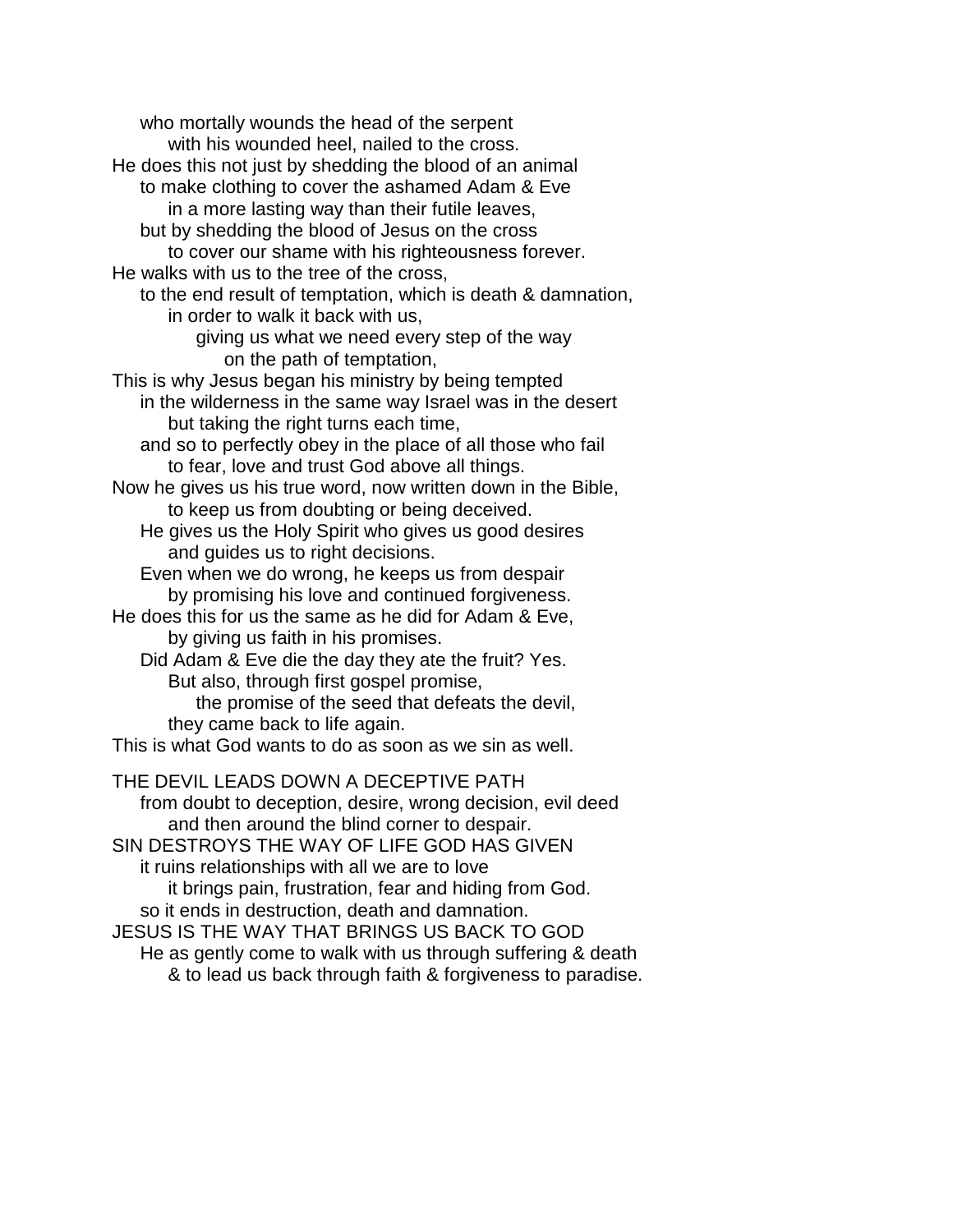who mortally wounds the head of the serpent
with his wounded heel, nailed to the cross.
He does this not just by shedding the blood of an animal
to make clothing to cover the ashamed Adam & Eve
in a more lasting way than their futile leaves,
but by shedding the blood of Jesus on the cross
to cover our shame with his righteousness forever.
He walks with us to the tree of the cross,
to the end result of temptation, which is death & damnation,
in order to walk it back with us,
giving us what we need every step of the way
on the path of temptation,
This is why Jesus began his ministry by being tempted
in the wilderness in the same way Israel was in the desert
but taking the right turns each time,
and so to perfectly obey in the place of all those who fail
to fear, love and trust God above all things.
Now he gives us his true word, now written down in the Bible,
to keep us from doubting or being deceived.
He gives us the Holy Spirit who gives us good desires
and guides us to right decisions.
Even when we do wrong, he keeps us from despair
by promising his love and continued forgiveness.
He does this for us the same as he did for Adam & Eve,
by giving us faith in his promises.
Did Adam & Eve die the day they ate the fruit? Yes.
But also, through first gospel promise,
the promise of the seed that defeats the devil,
they came back to life again.
This is what God wants to do as soon as we sin as well.

THE DEVIL LEADS DOWN A DECEPTIVE PATH
from doubt to deception, desire, wrong decision, evil deed
and then around the blind corner to despair.
SIN DESTROYS THE WAY OF LIFE GOD HAS GIVEN
it ruins relationships with all we are to love
it brings pain, frustration, fear and hiding from God.
so it ends in destruction, death and damnation.
JESUS IS THE WAY THAT BRINGS US BACK TO GOD
He as gently come to walk with us through suffering & death
& to lead us back through faith & forgiveness to paradise.